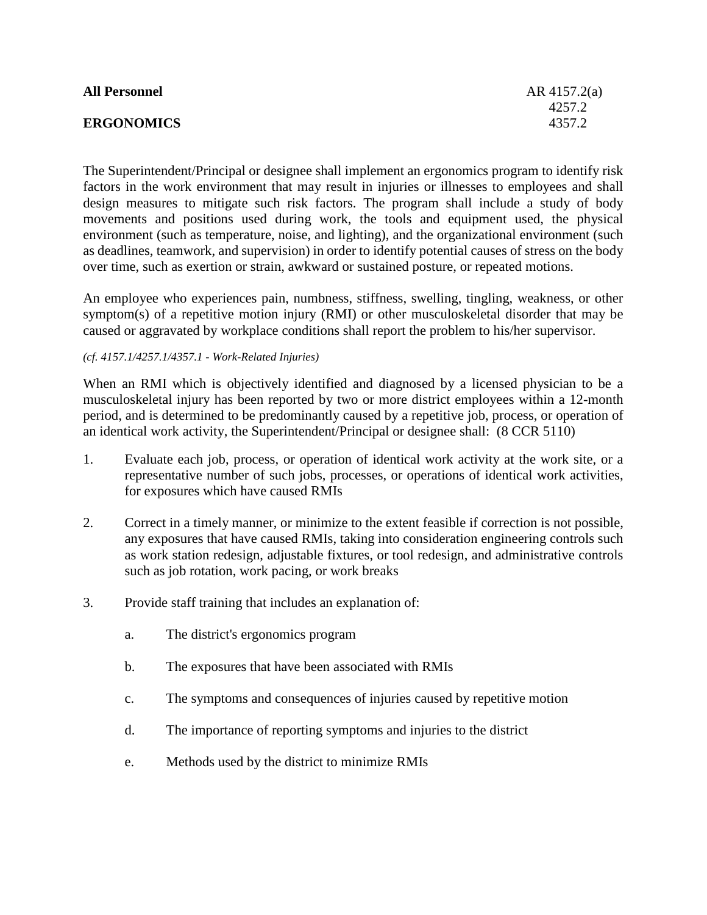**All Personnel** AR 4157.2(a)
4257.2
**ERGONOMICS** 4357.2

The Superintendent/Principal or designee shall implement an ergonomics program to identify risk factors in the work environment that may result in injuries or illnesses to employees and shall design measures to mitigate such risk factors. The program shall include a study of body movements and positions used during work, the tools and equipment used, the physical environment (such as temperature, noise, and lighting), and the organizational environment (such as deadlines, teamwork, and supervision) in order to identify potential causes of stress on the body over time, such as exertion or strain, awkward or sustained posture, or repeated motions.

An employee who experiences pain, numbness, stiffness, swelling, tingling, weakness, or other symptom(s) of a repetitive motion injury (RMI) or other musculoskeletal disorder that may be caused or aggravated by workplace conditions shall report the problem to his/her supervisor.

*(cf. 4157.1/4257.1/4357.1 - Work-Related Injuries)*

When an RMI which is objectively identified and diagnosed by a licensed physician to be a musculoskeletal injury has been reported by two or more district employees within a 12-month period, and is determined to be predominantly caused by a repetitive job, process, or operation of an identical work activity, the Superintendent/Principal or designee shall: (8 CCR 5110)

1. Evaluate each job, process, or operation of identical work activity at the work site, or a representative number of such jobs, processes, or operations of identical work activities, for exposures which have caused RMIs

2. Correct in a timely manner, or minimize to the extent feasible if correction is not possible, any exposures that have caused RMIs, taking into consideration engineering controls such as work station redesign, adjustable fixtures, or tool redesign, and administrative controls such as job rotation, work pacing, or work breaks

3. Provide staff training that includes an explanation of:

    a. The district's ergonomics program

    b. The exposures that have been associated with RMIs

    c. The symptoms and consequences of injuries caused by repetitive motion

    d. The importance of reporting symptoms and injuries to the district

    e. Methods used by the district to minimize RMIs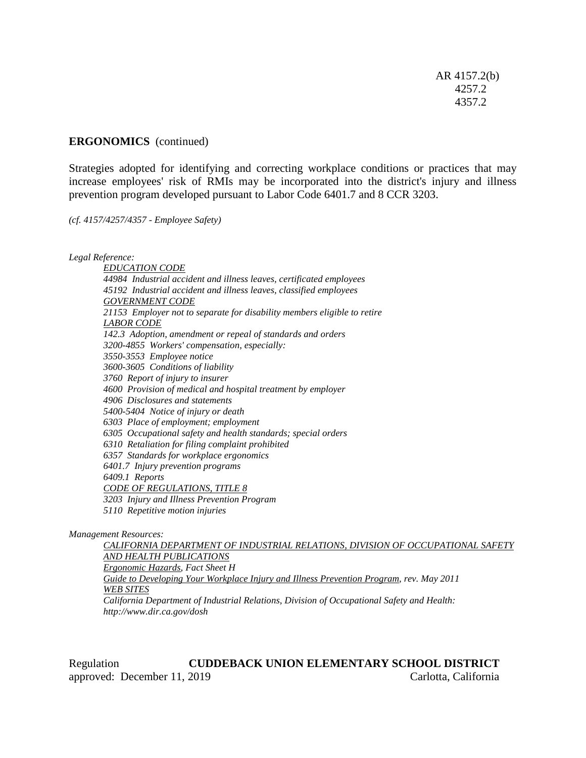AR 4157.2(b)
4257.2
4357.2

**ERGONOMICS** (continued)

Strategies adopted for identifying and correcting workplace conditions or practices that may increase employees' risk of RMIs may be incorporated into the district's injury and illness prevention program developed pursuant to Labor Code 6401.7 and 8 CCR 3203.

*(cf. 4157/4257/4357 - Employee Safety)*

*Legal Reference:*

*EDUCATION CODE*
*44984 Industrial accident and illness leaves, certificated employees*
*45192 Industrial accident and illness leaves, classified employees*
*GOVERNMENT CODE*
*21153 Employer not to separate for disability members eligible to retire*
*LABOR CODE*
*142.3 Adoption, amendment or repeal of standards and orders*
*3200-4855 Workers' compensation, especially:*
*3550-3553 Employee notice*
*3600-3605 Conditions of liability*
*3760 Report of injury to insurer*
*4600 Provision of medical and hospital treatment by employer*
*4906 Disclosures and statements*
*5400-5404 Notice of injury or death*
*6303 Place of employment; employment*
*6305 Occupational safety and health standards; special orders*
*6310 Retaliation for filing complaint prohibited*
*6357 Standards for workplace ergonomics*
*6401.7 Injury prevention programs*
*6409.1 Reports*
*CODE OF REGULATIONS, TITLE 8*
*3203 Injury and Illness Prevention Program*
*5110 Repetitive motion injuries*

*Management Resources:*

*CALIFORNIA DEPARTMENT OF INDUSTRIAL RELATIONS, DIVISION OF OCCUPATIONAL SAFETY AND HEALTH PUBLICATIONS*
*Ergonomic Hazards, Fact Sheet H*
*Guide to Developing Your Workplace Injury and Illness Prevention Program, rev. May 2011*
*WEB SITES*
*California Department of Industrial Relations, Division of Occupational Safety and Health: http://www.dir.ca.gov/dosh*

Regulation **CUDDEBACK UNION ELEMENTARY SCHOOL DISTRICT**
approved: December 11, 2019 Carlotta, California